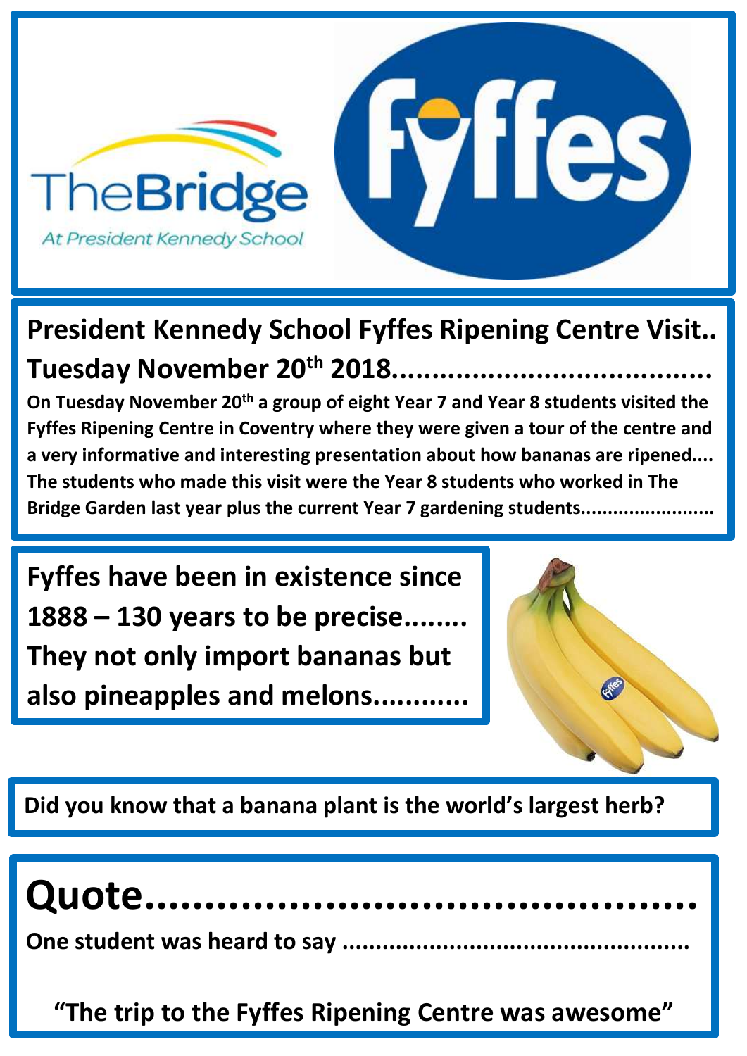TheBridge

At President Kennedy School

Fyffes

## President Kennedy School Fyffes Ripening Centre Visit.. Tuesday November 20th 2018......................................

**On Tuesday November 20th a group of eight Year 7 and Year 8 students visited the Fyffes Ripening Centre in Coventry where they were given a tour of the centre and a very informative and interesting presentation about how bananas are ripened.... The students who made this visit were the Year 8 students who worked in The Bridge Garden last year plus the current Year 7 gardening students........................**

**Fyffes have been in existence since 1888 – 130 years to be precise........ They not only import bananas but also pineapples and melons...........**

**Did you know that a banana plant is the world's largest herb?**

# Quote...........................................

**One student was heard to say ...................................................**

**"The trip to the Fyffes Ripening Centre was awesome"**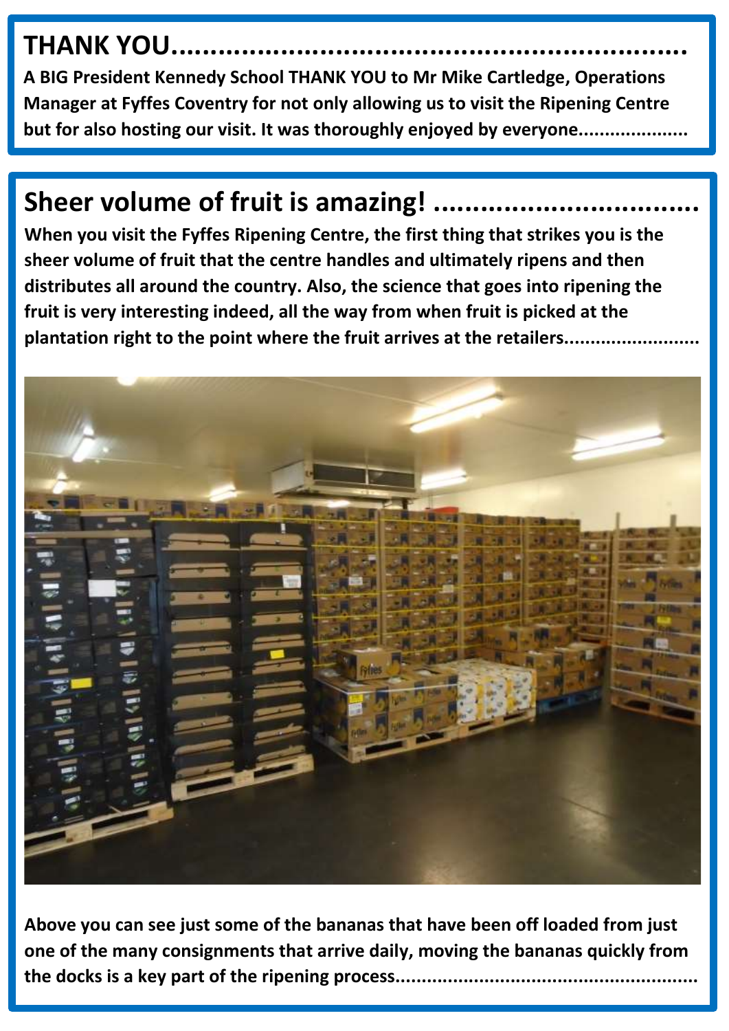## THANK YOU...............................................................

**A BIG President Kennedy School THANK YOU to Mr Mike Cartledge, Operations Manager at Fyffes Coventry for not only allowing us to visit the Ripening Centre but for also hosting our visit. It was thoroughly enjoyed by everyone....................**

## Sheer volume of fruit is amazing! .................................

**When you visit the Fyffes Ripening Centre, the first thing that strikes you is the sheer volume of fruit that the centre handles and ultimately ripens and then distributes all around the country. Also, the science that goes into ripening the fruit is very interesting indeed, all the way from when fruit is picked at the plantation right to the point where the fruit arrives at the retailers.........................**

**Above you can see just some of the bananas that have been off loaded from just one of the many consignments that arrive daily, moving the bananas quickly from the docks is a key part of the ripening process........................................................**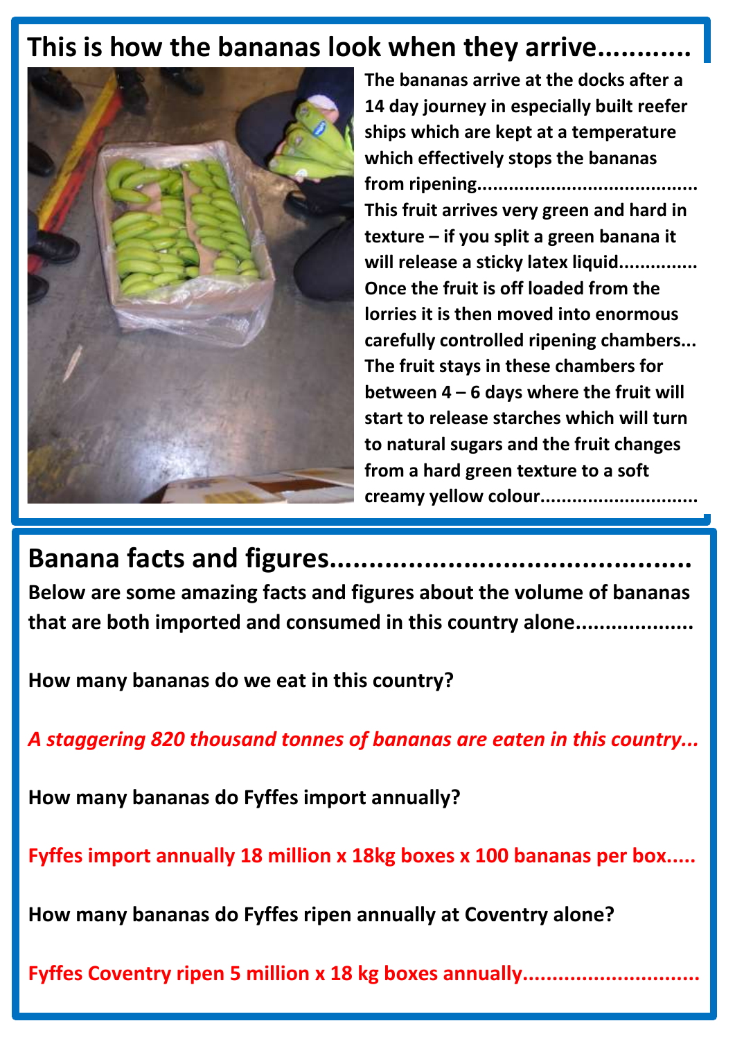## This is how the bananas look when they arrive............

**The bananas arrive at the docks after a 14 day journey in especially built reefer ships which are kept at a temperature which effectively stops the bananas from ripening........................................ This fruit arrives very green and hard in texture – if you split a green banana it will release a sticky latex liquid.............. Once the fruit is off loaded from the lorries it is then moved into enormous carefully controlled ripening chambers... The fruit stays in these chambers for between 4 – 6 days where the fruit will start to release starches which will turn to natural sugars and the fruit changes from a hard green texture to a soft creamy yellow colour.............................**

## Banana facts and figures............................................

**Below are some amazing facts and figures about the volume of bananas that are both imported and consumed in this country alone...................**

**How many bananas do we eat in this country?**

***A staggering 820 thousand tonnes of bananas are eaten in this country...***

**How many bananas do Fyffes import annually?**

**Fyffes import annually 18 million x 18kg boxes x 100 bananas per box.....**

**How many bananas do Fyffes ripen annually at Coventry alone?**

**Fyffes Coventry ripen 5 million x 18 kg boxes annually.............................**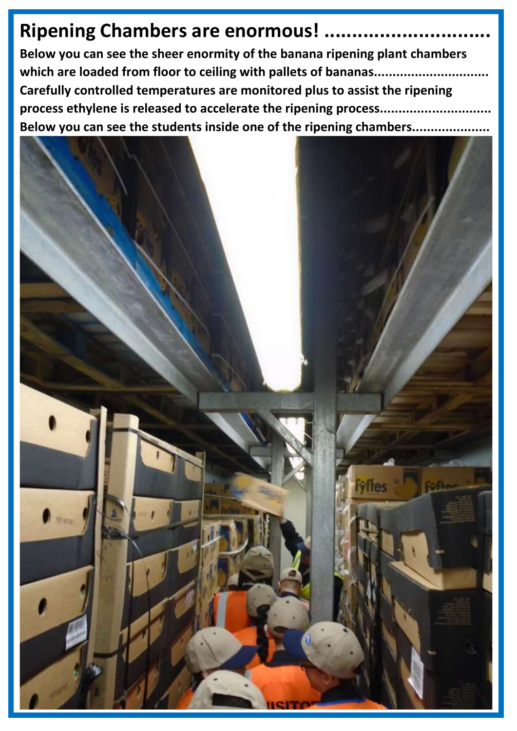# Ripening Chambers are enormous! ..............................

**Below you can see the sheer enormity of the banana ripening plant chambers which are loaded from floor to ceiling with pallets of bananas..............................**
**Carefully controlled temperatures are monitored plus to assist the ripening process ethylene is released to accelerate the ripening process.............................**
**Below you can see the students inside one of the ripening chambers....................**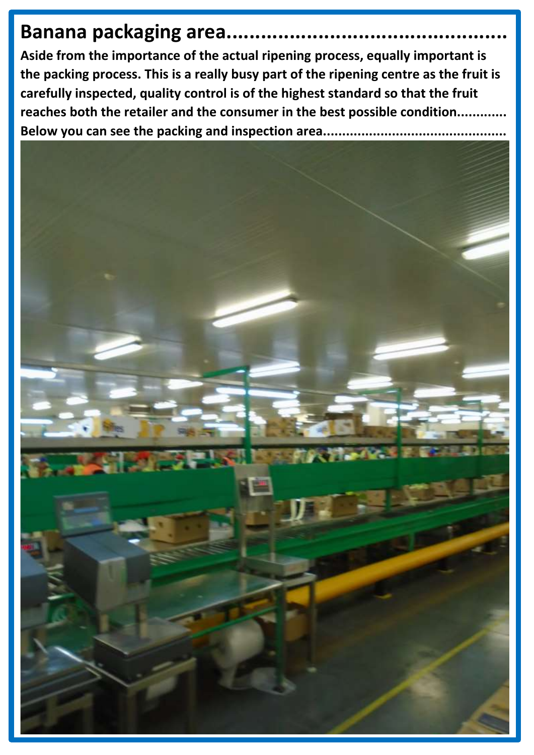# Banana packaging area...............................................

**Aside from the importance of the actual ripening process, equally important is the packing process. This is a really busy part of the ripening centre as the fruit is carefully inspected, quality control is of the highest standard so that the fruit reaches both the retailer and the consumer in the best possible condition............ Below you can see the packing and inspection area..............................................**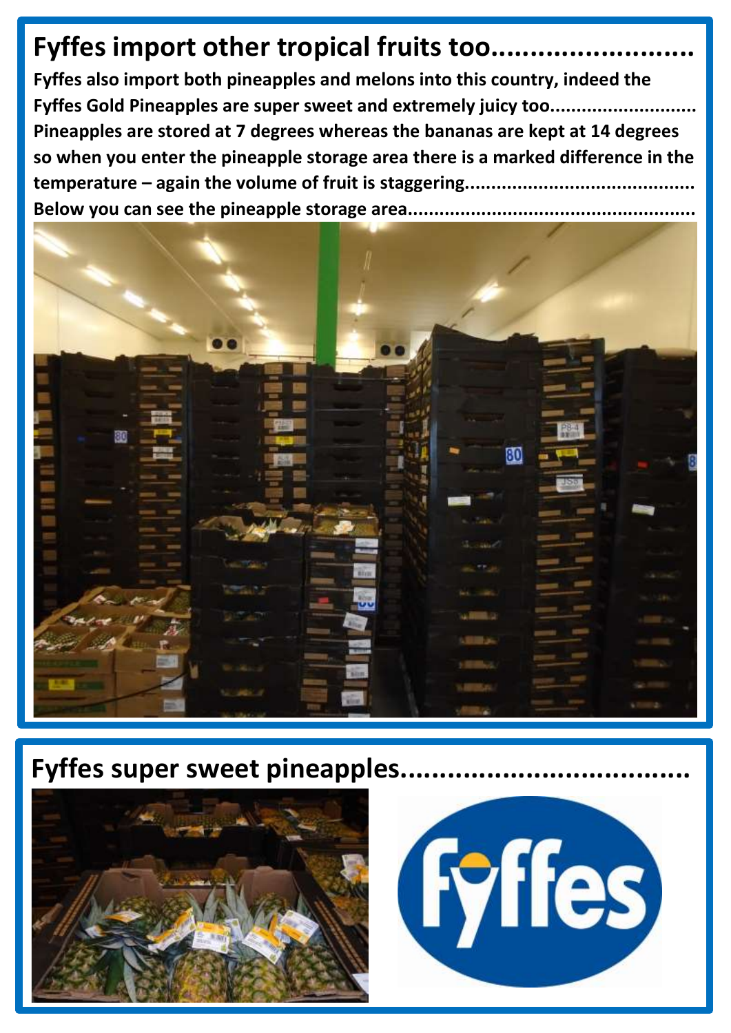# Fyffes import other tropical fruits too.........................

**Fyffes also import both pineapples and melons into this country, indeed the Fyffes Gold Pineapples are super sweet and extremely juicy too.......................... Pineapples are stored at 7 degrees whereas the bananas are kept at 14 degrees so when you enter the pineapple storage area there is a marked difference in the temperature – again the volume of fruit is staggering.......................................... Below you can see the pineapple storage area.....................................................**

# Fyffes super sweet pineapples..................................